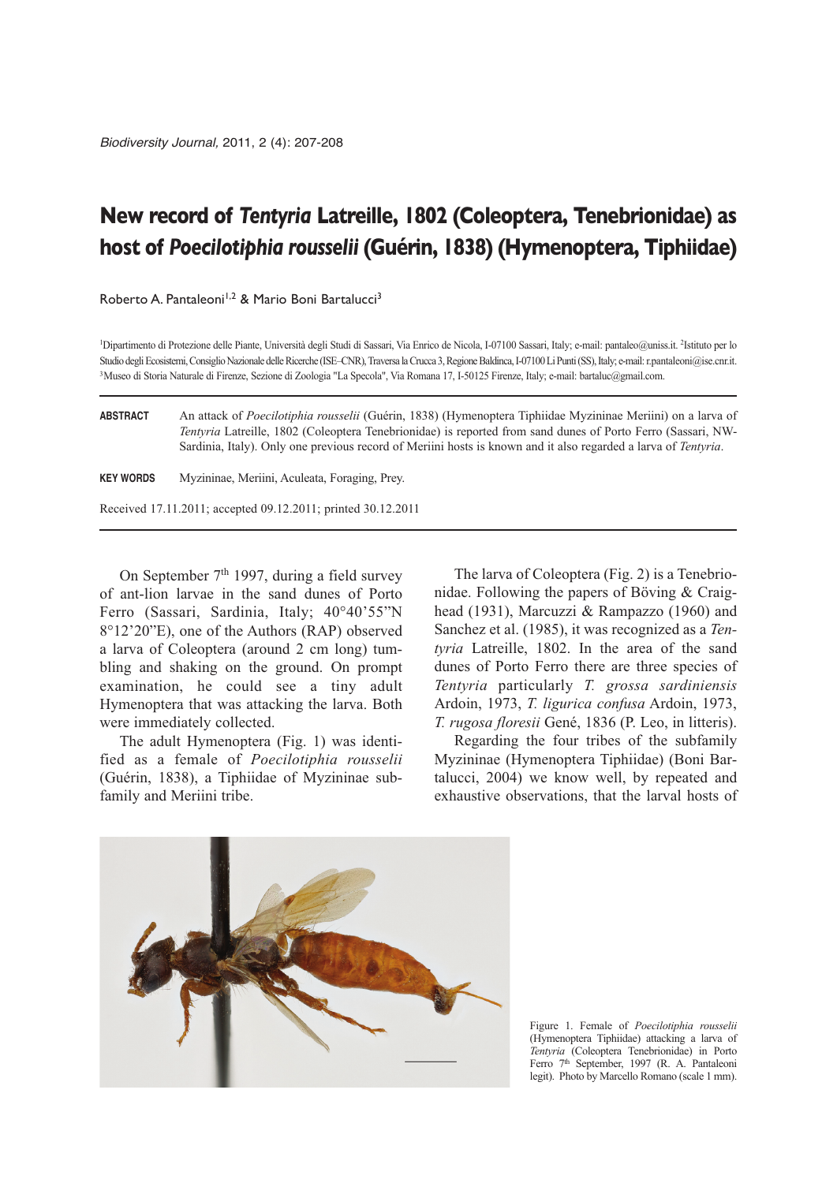# New record of *Tentyria* Latreille, 1802 (Coleoptera, Tenebrionidae) as host of *Poecilotiphia rousselii* (Guérin, 1838) (Hymenoptera, Tiphiidae)

Roberto A. Pantaleoni[1,2] & Mario Boni Bartalucci[3]

[1]Dipartimento di Protezione delle Piante, Università degli Studi di Sassari, Via Enrico de Nicola, I-07100 Sassari, Italy; e-mail: pantaleo@uniss.it. [2]Istituto per lo Studio degli Ecosistemi, Consiglio Nazionale delle Ricerche (ISE–CNR), Traversa la Crucca 3, Regione Baldinca, I-07100 Li Punti (SS), Italy; e-mail: r.pantaleoni@ise.cnr.it. [3]Museo di Storia Naturale di Firenze, Sezione di Zoologia "La Specola", Via Romana 17, I-50125 Firenze, Italy; e-mail: bartaluc@gmail.com.

**ABSTRACT** An attack of *Poecilotiphia rousselii* (Guérin, 1838) (Hymenoptera Tiphiidae Myzininae Meriini) on a larva of *Tentyria* Latreille, 1802 (Coleoptera Tenebrionidae) is reported from sand dunes of Porto Ferro (Sassari, NW-Sardinia, Italy). Only one previous record of Meriini hosts is known and it also regarded a larva of *Tentyria*.

**KEY WORDS** Myzininae, Meriini, Aculeata, Foraging, Prey.

Received 17.11.2011; accepted 09.12.2011; printed 30.12.2011

On September 7th 1997, during a field survey of ant-lion larvae in the sand dunes of Porto Ferro (Sassari, Sardinia, Italy; 40°40'55"N 8°12'20"E), one of the Authors (RAP) observed a larva of Coleoptera (around 2 cm long) tumbling and shaking on the ground. On prompt examination, he could see a tiny adult Hymenoptera that was attacking the larva. Both were immediately collected.

The adult Hymenoptera (Fig. 1) was identified as a female of *Poecilotiphia rousselii* (Guérin, 1838), a Tiphiidae of Myzininae subfamily and Meriini tribe.

The larva of Coleoptera (Fig. 2) is a Tenebrionidae. Following the papers of Böving & Craighead (1931), Marcuzzi & Rampazzo (1960) and Sanchez et al. (1985), it was recognized as a *Tentyria* Latreille, 1802. In the area of the sand dunes of Porto Ferro there are three species of *Tentyria* particularly *T. grossa sardiniensis* Ardoin, 1973, *T. ligurica confusa* Ardoin, 1973, *T. rugosa floresii* Gené, 1836 (P. Leo, in litteris).

Regarding the four tribes of the subfamily Myzininae (Hymenoptera Tiphiidae) (Boni Bartalucci, 2004) we know well, by repeated and exhaustive observations, that the larval hosts of

Figure 1. Female of *Poecilotiphia rousselii* (Hymenoptera Tiphiidae) attacking a larva of *Tentyria* (Coleoptera Tenebrionidae) in Porto Ferro 7th September, 1997 (R. A. Pantaleoni legit). Photo by Marcello Romano (scale 1 mm).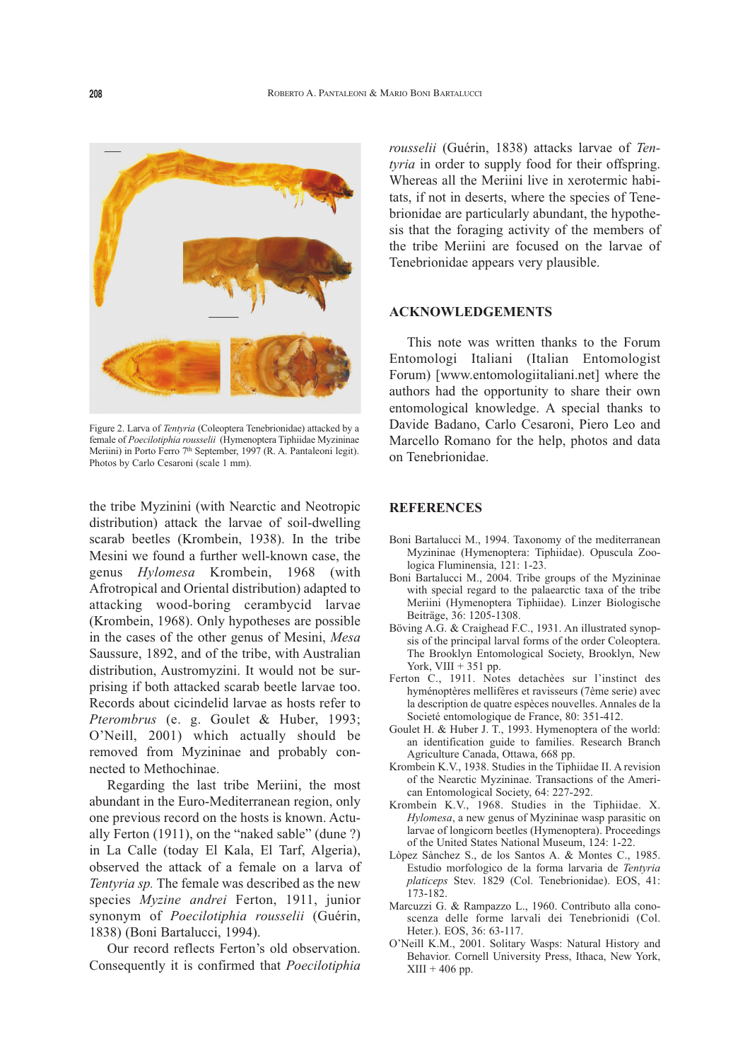Figure 2. Larva of *Tentyria* (Coleoptera Tenebrionidae) attacked by a female of *Poecilotiphia rousselii* (Hymenoptera Tiphiidae Myzininae Meriini) in Porto Ferro 7th September, 1997 (R. A. Pantaleoni legit). Photos by Carlo Cesaroni (scale 1 mm).

the tribe Myzinini (with Nearctic and Neotropic distribution) attack the larvae of soil-dwelling scarab beetles (Krombein, 1938). In the tribe Mesini we found a further well-known case, the genus *Hylomesa* Krombein, 1968 (with Afrotropical and Oriental distribution) adapted to attacking wood-boring cerambycid larvae (Krombein, 1968). Only hypotheses are possible in the cases of the other genus of Mesini, *Mesa* Saussure, 1892, and of the tribe, with Australian distribution, Austromyzini. It would not be surprising if both attacked scarab beetle larvae too. Records about cicindelid larvae as hosts refer to *Pterombrus* (e. g. Goulet & Huber, 1993; O'Neill, 2001) which actually should be removed from Myzininae and probably connected to Methochinae.

Regarding the last tribe Meriini, the most abundant in the Euro-Mediterranean region, only one previous record on the hosts is known. Actually Ferton (1911), on the "naked sable" (dune ?) in La Calle (today El Kala, El Tarf, Algeria), observed the attack of a female on a larva of *Tentyria sp.* The female was described as the new species *Myzine andrei* Ferton, 1911, junior synonym of *Poecilotiphia rousselii* (Guérin, 1838) (Boni Bartalucci, 1994).

Our record reflects Ferton's old observation. Consequently it is confirmed that *Poecilotiphia rousselii* (Guérin, 1838) attacks larvae of *Tentyria* in order to supply food for their offspring. Whereas all the Meriini live in xerotermic habitats, if not in deserts, where the species of Tenebrionidae are particularly abundant, the hypothesis that the foraging activity of the members of the tribe Meriini are focused on the larvae of Tenebrionidae appears very plausible.

## ACKNOWLEDGEMENTS

This note was written thanks to the Forum Entomologi Italiani (Italian Entomologist Forum) [www.entomologiitaliani.net] where the authors had the opportunity to share their own entomological knowledge. A special thanks to Davide Badano, Carlo Cesaroni, Piero Leo and Marcello Romano for the help, photos and data on Tenebrionidae.

## REFERENCES

Boni Bartalucci M., 1994. Taxonomy of the mediterranean Myzininae (Hymenoptera: Tiphiidae). Opuscula Zoologica Fluminensia, 121: 1-23.

Boni Bartalucci M., 2004. Tribe groups of the Myzininae with special regard to the palaearctic taxa of the tribe Meriini (Hymenoptera Tiphiidae). Linzer Biologische Beiträge, 36: 1205-1308.

Böving A.G. & Craighead F.C., 1931. An illustrated synopsis of the principal larval forms of the order Coleoptera. The Brooklyn Entomological Society, Brooklyn, New York, VIII + 351 pp.

Ferton C., 1911. Notes detachèes sur l'instinct des hyménoptères mellifères et ravisseurs (7ème serie) avec la description de quatre espèces nouvelles. Annales de la Societé entomologique de France, 80: 351-412.

Goulet H. & Huber J. T., 1993. Hymenoptera of the world: an identification guide to families. Research Branch Agriculture Canada, Ottawa, 668 pp.

Krombein K.V., 1938. Studies in the Tiphiidae II. A revision of the Nearctic Myzininae. Transactions of the American Entomological Society, 64: 227-292.

Krombein K.V., 1968. Studies in the Tiphiidae. X. *Hylomesa*, a new genus of Myzininae wasp parasitic on larvae of longicorn beetles (Hymenoptera). Proceedings of the United States National Museum, 124: 1-22.

Lòpez Sànchez S., de los Santos A. & Montes C., 1985. Estudio morfologico de la forma larvaria de *Tentyria platiceps* Stev. 1829 (Col. Tenebrionidae). EOS, 41: 173-182.

Marcuzzi G. & Rampazzo L., 1960. Contributo alla conoscenza delle forme larvali dei Tenebrionidi (Col. Heter.). EOS, 36: 63-117.

O'Neill K.M., 2001. Solitary Wasps: Natural History and Behavior. Cornell University Press, Ithaca, New York, XIII + 406 pp.